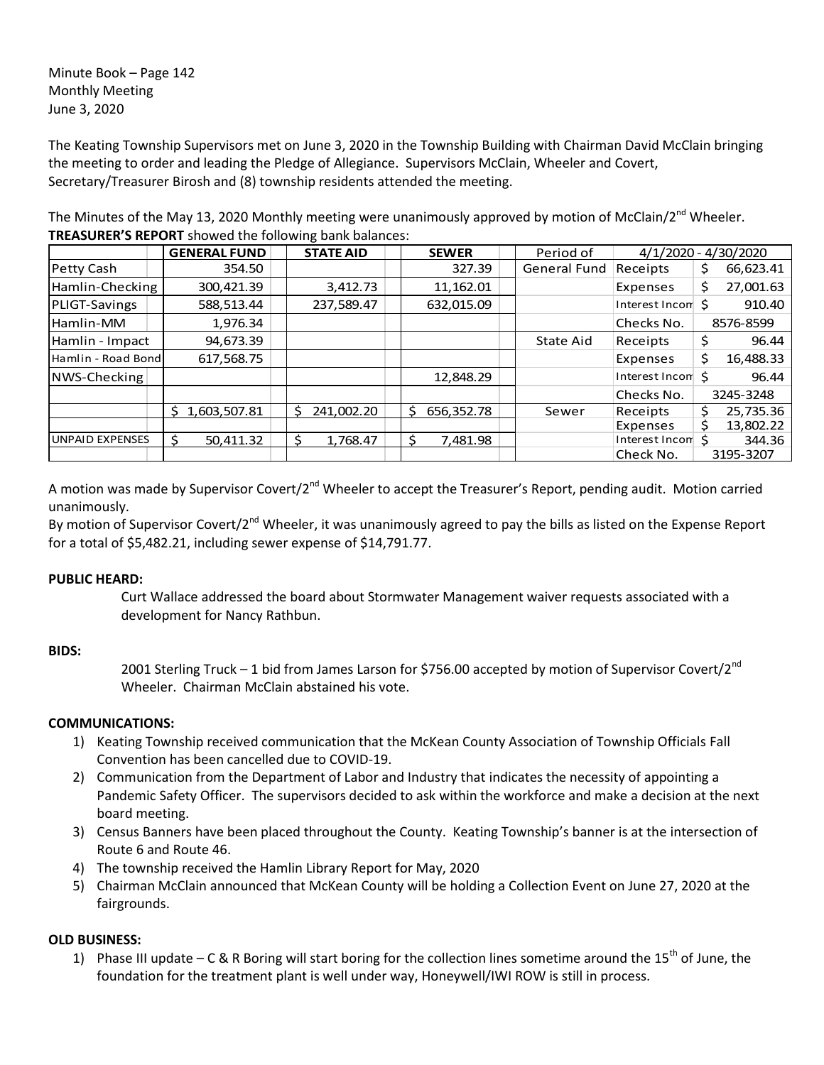Minute Book – Page 142
Monthly Meeting
June 3, 2020

The Keating Township Supervisors met on June 3, 2020 in the Township Building with Chairman David McClain bringing the meeting to order and leading the Pledge of Allegiance. Supervisors McClain, Wheeler and Covert, Secretary/Treasurer Birosh and (8) township residents attended the meeting.

The Minutes of the May 13, 2020 Monthly meeting were unanimously approved by motion of McClain/2nd Wheeler.
**TREASURER'S REPORT** showed the following bank balances:

| | GENERAL FUND | STATE AID | SEWER | Period of | 4/1/2020 - 4/30/2020 | |
|---|---|---|---|---|---|---|
| Petty Cash | 354.50 | | 327.39 | General Fund | Receipts | $ 66,623.41 |
| Hamlin-Checking | 300,421.39 | 3,412.73 | 11,162.01 | | Expenses | $ 27,001.63 |
| PLIGT-Savings | 588,513.44 | 237,589.47 | 632,015.09 | | Interest Incom | $ 910.40 |
| Hamlin-MM | 1,976.34 | | | | Checks No. | 8576-8599 |
| Hamlin - Impact | 94,673.39 | | | State Aid | Receipts | $ 96.44 |
| Hamlin - Road Bond | 617,568.75 | | | | Expenses | $ 16,488.33 |
| NWS-Checking | | | 12,848.29 | | Interest Incom | $ 96.44 |
| | | | | | Checks No. | 3245-3248 |
| | $ 1,603,507.81 | $ 241,002.20 | $ 656,352.78 | Sewer | Receipts | $ 25,735.36 |
| | | | | | Expenses | $ 13,802.22 |
| UNPAID EXPENSES | $ 50,411.32 | $ 1,768.47 | $ 7,481.98 | | Interest Incom | $ 344.36 |
| | | | | | Check No. | 3195-3207 |

A motion was made by Supervisor Covert/2nd Wheeler to accept the Treasurer's Report, pending audit. Motion carried unanimously.
By motion of Supervisor Covert/2nd Wheeler, it was unanimously agreed to pay the bills as listed on the Expense Report for a total of $5,482.21, including sewer expense of $14,791.77.

**PUBLIC HEARD:**

Curt Wallace addressed the board about Stormwater Management waiver requests associated with a development for Nancy Rathbun.

**BIDS:**

2001 Sterling Truck – 1 bid from James Larson for $756.00 accepted by motion of Supervisor Covert/2nd Wheeler. Chairman McClain abstained his vote.

**COMMUNICATIONS:**

1) Keating Township received communication that the McKean County Association of Township Officials Fall Convention has been cancelled due to COVID-19.
2) Communication from the Department of Labor and Industry that indicates the necessity of appointing a Pandemic Safety Officer. The supervisors decided to ask within the workforce and make a decision at the next board meeting.
3) Census Banners have been placed throughout the County. Keating Township's banner is at the intersection of Route 6 and Route 46.
4) The township received the Hamlin Library Report for May, 2020
5) Chairman McClain announced that McKean County will be holding a Collection Event on June 27, 2020 at the fairgrounds.

**OLD BUSINESS:**

1) Phase III update – C & R Boring will start boring for the collection lines sometime around the 15th of June, the foundation for the treatment plant is well under way, Honeywell/IWI ROW is still in process.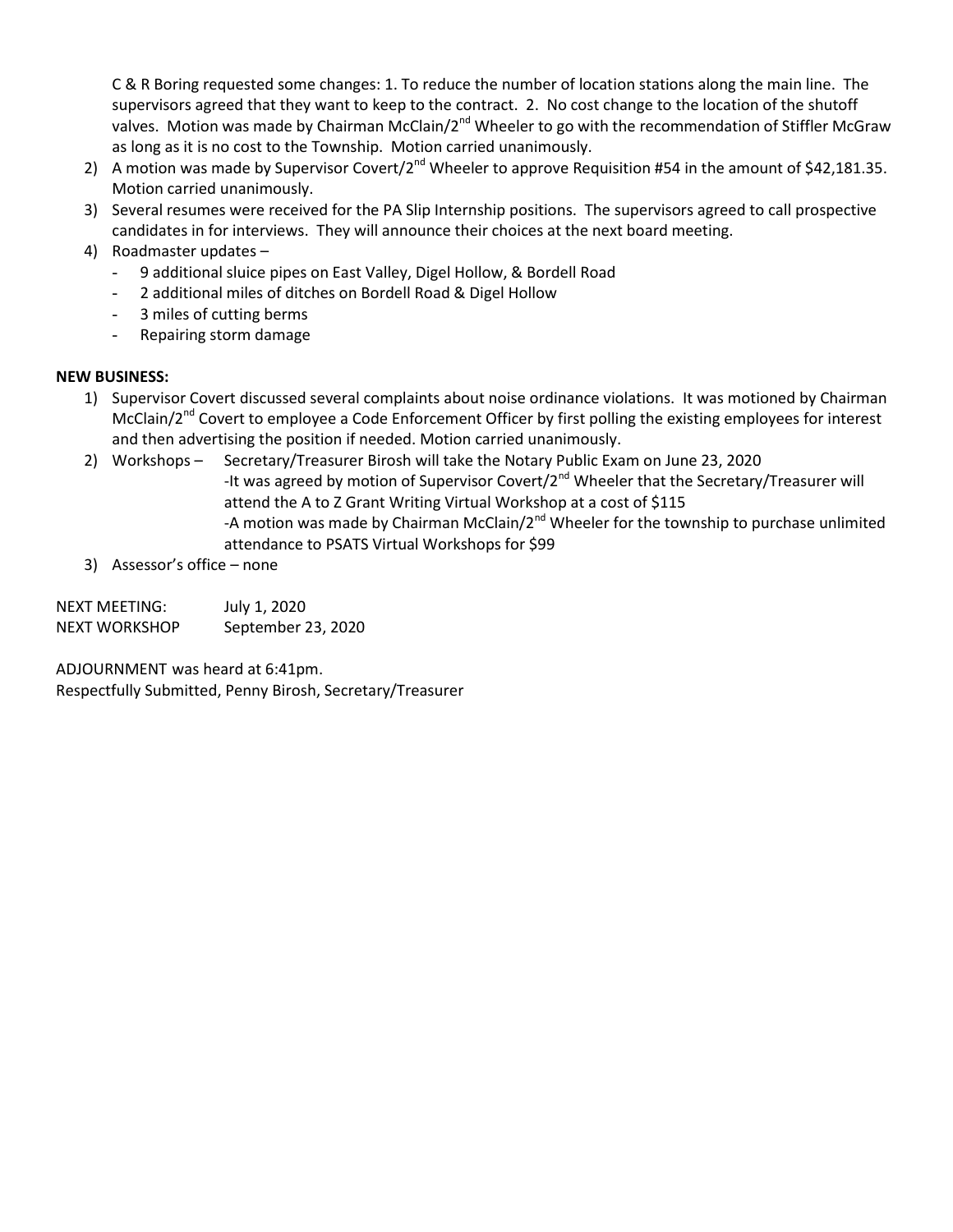C & R Boring requested some changes: 1. To reduce the number of location stations along the main line. The supervisors agreed that they want to keep to the contract. 2. No cost change to the location of the shutoff valves. Motion was made by Chairman McClain/2nd Wheeler to go with the recommendation of Stiffler McGraw as long as it is no cost to the Township. Motion carried unanimously.

2) A motion was made by Supervisor Covert/2nd Wheeler to approve Requisition #54 in the amount of $42,181.35. Motion carried unanimously.
3) Several resumes were received for the PA Slip Internship positions. The supervisors agreed to call prospective candidates in for interviews. They will announce their choices at the next board meeting.
4) Roadmaster updates –
   - 9 additional sluice pipes on East Valley, Digel Hollow, & Bordell Road
   - 2 additional miles of ditches on Bordell Road & Digel Hollow
   - 3 miles of cutting berms
   - Repairing storm damage

**NEW BUSINESS:**

1) Supervisor Covert discussed several complaints about noise ordinance violations. It was motioned by Chairman McClain/2nd Covert to employee a Code Enforcement Officer by first polling the existing employees for interest and then advertising the position if needed. Motion carried unanimously.
2) Workshops – Secretary/Treasurer Birosh will take the Notary Public Exam on June 23, 2020
   -It was agreed by motion of Supervisor Covert/2nd Wheeler that the Secretary/Treasurer will attend the A to Z Grant Writing Virtual Workshop at a cost of $115
   -A motion was made by Chairman McClain/2nd Wheeler for the township to purchase unlimited attendance to PSATS Virtual Workshops for $99
3) Assessor's office – none

NEXT MEETING: July 1, 2020
NEXT WORKSHOP September 23, 2020

ADJOURNMENT was heard at 6:41pm.
Respectfully Submitted, Penny Birosh, Secretary/Treasurer